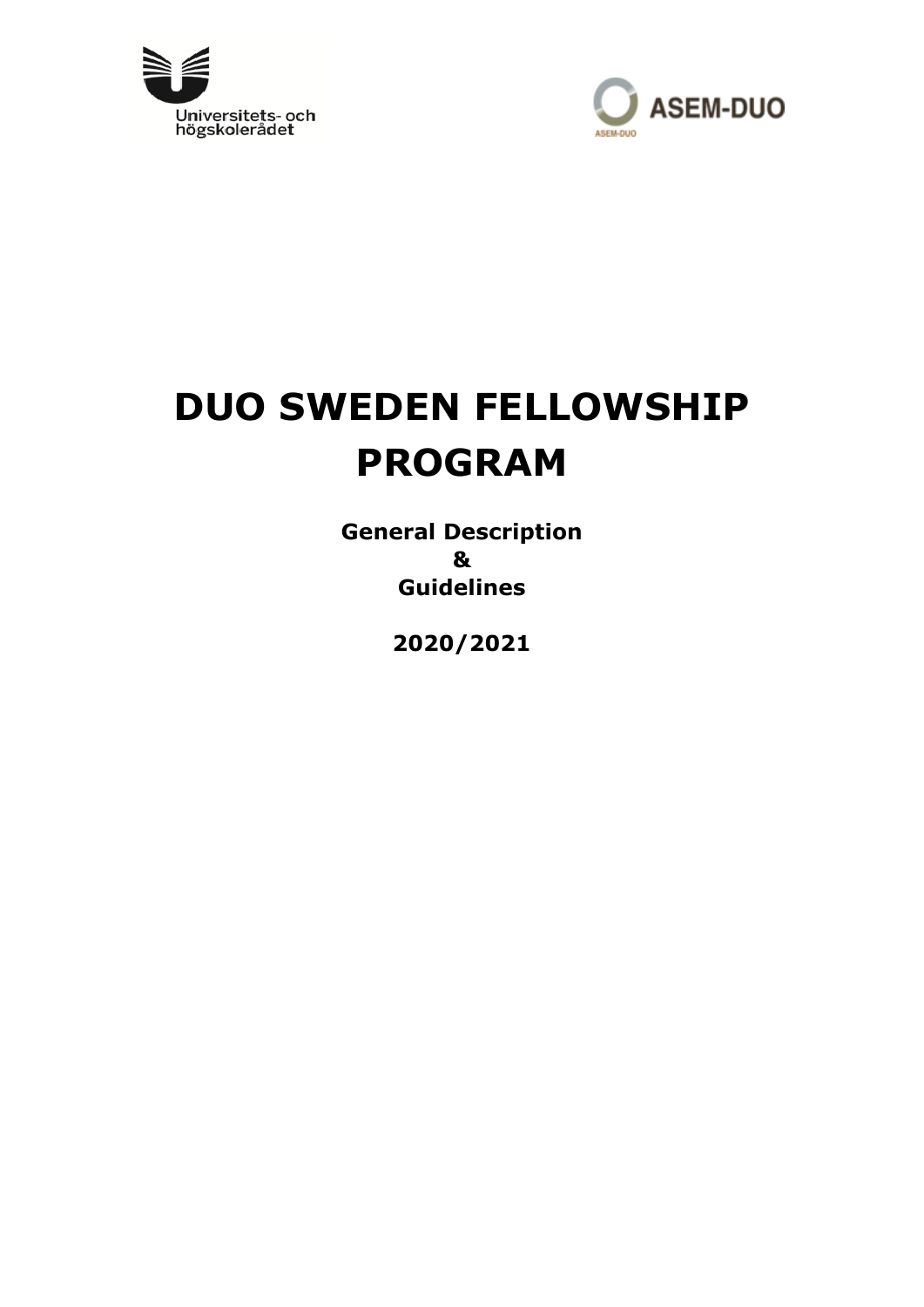Universitets- och högskolerådet

ASEM-DUO

# DUO SWEDEN FELLOWSHIP PROGRAM

**General Description**
**&**
**Guidelines**

**2020/2021**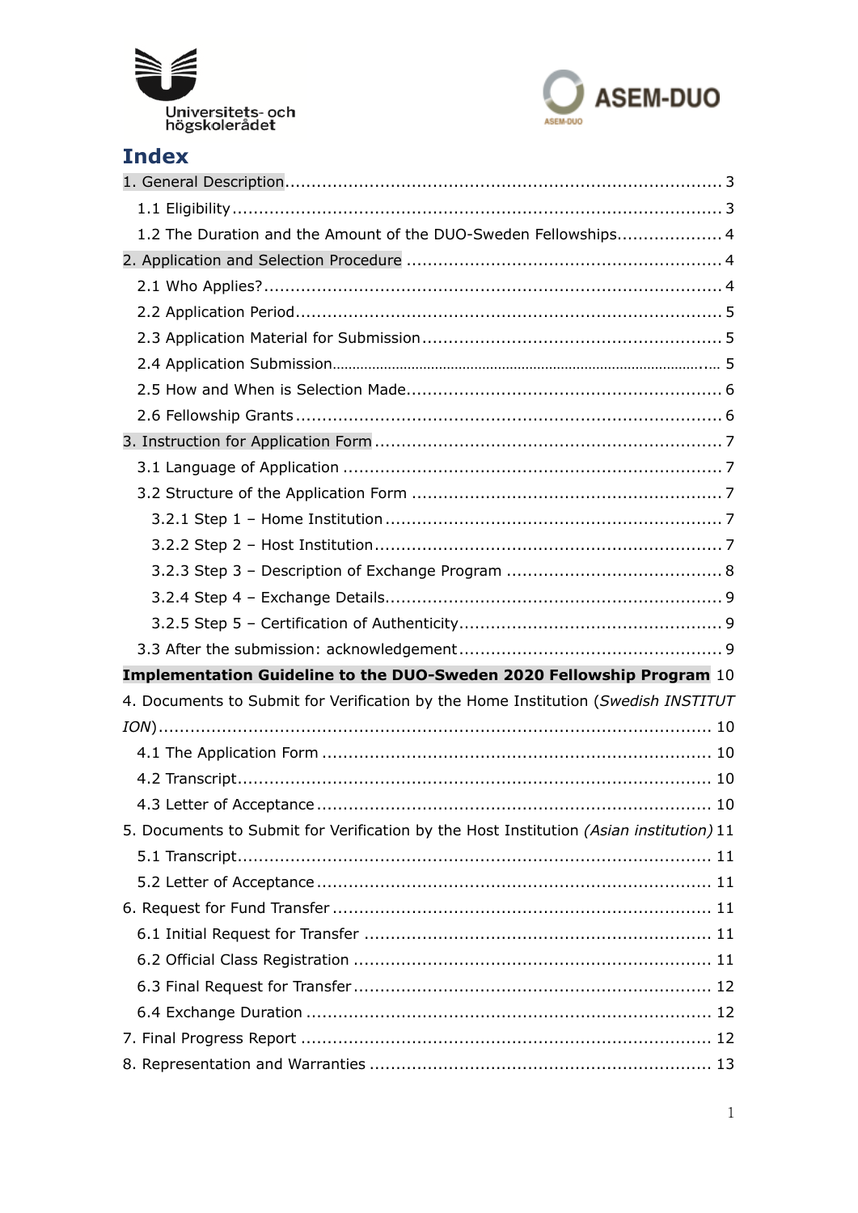# Index

1. General Description .... 3
   - 1.1 Eligibility .... 3
   - 1.2 The Duration and the Amount of the DUO-Sweden Fellowships .... 4
2. Application and Selection Procedure .... 4
   - 2.1 Who Applies? .... 4
   - 2.2 Application Period .... 5
   - 2.3 Application Material for Submission .... 5
   - 2.4 Application Submission .... 5
   - 2.5 How and When is Selection Made .... 6
   - 2.6 Fellowship Grants .... 6
3. Instruction for Application Form .... 7
   - 3.1 Language of Application .... 7
   - 3.2 Structure of the Application Form .... 7
     - 3.2.1 Step 1 – Home Institution .... 7
     - 3.2.2 Step 2 – Host Institution .... 7
     - 3.2.3 Step 3 – Description of Exchange Program .... 8
     - 3.2.4 Step 4 – Exchange Details .... 9
     - 3.2.5 Step 5 – Certification of Authenticity .... 9
   - 3.3 After the submission: acknowledgement .... 9

**Implementation Guideline to the DUO-Sweden 2020 Fellowship Program** .... 10

4. Documents to Submit for Verification by the Home Institution (*Swedish INSTITUTION*) .... 10
   - 4.1 The Application Form .... 10
   - 4.2 Transcript .... 10
   - 4.3 Letter of Acceptance .... 10
5. Documents to Submit for Verification by the Host Institution *(Asian institution)* .... 11
   - 5.1 Transcript .... 11
   - 5.2 Letter of Acceptance .... 11
6. Request for Fund Transfer .... 11
   - 6.1 Initial Request for Transfer .... 11
   - 6.2 Official Class Registration .... 11
   - 6.3 Final Request for Transfer .... 12
   - 6.4 Exchange Duration .... 12
7. Final Progress Report .... 12
8. Representation and Warranties .... 13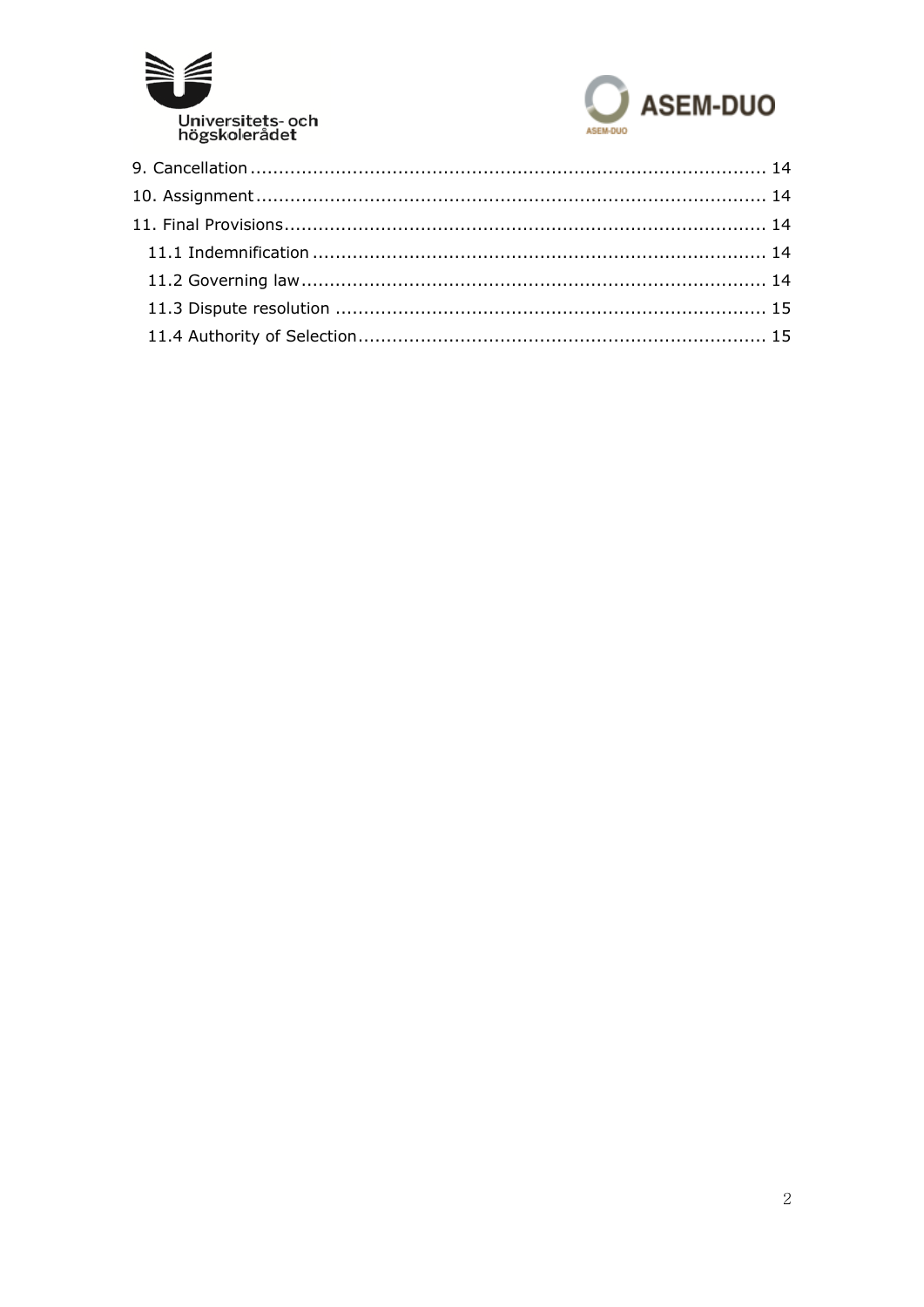9. Cancellation ........................................................................................... 14
10. Assignment ......................................................................................... 14
11. Final Provisions .................................................................................... 14
    11.1 Indemnification ............................................................................... 14
    11.2 Governing law ................................................................................. 14
    11.3 Dispute resolution ........................................................................... 15
    11.4 Authority of Selection ....................................................................... 15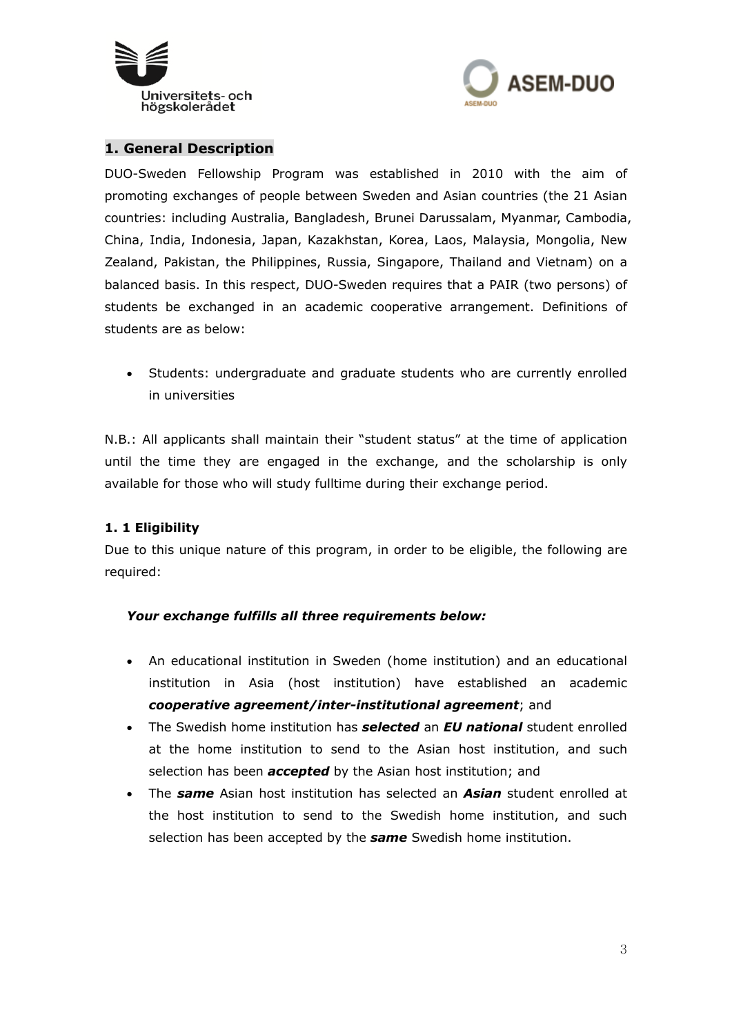## 1. General Description

DUO-Sweden Fellowship Program was established in 2010 with the aim of promoting exchanges of people between Sweden and Asian countries (the 21 Asian countries: including Australia, Bangladesh, Brunei Darussalam, Myanmar, Cambodia, China, India, Indonesia, Japan, Kazakhstan, Korea, Laos, Malaysia, Mongolia, New Zealand, Pakistan, the Philippines, Russia, Singapore, Thailand and Vietnam) on a balanced basis. In this respect, DUO-Sweden requires that a PAIR (two persons) of students be exchanged in an academic cooperative arrangement. Definitions of students are as below:

- Students: undergraduate and graduate students who are currently enrolled in universities

N.B.: All applicants shall maintain their "student status" at the time of application until the time they are engaged in the exchange, and the scholarship is only available for those who will study fulltime during their exchange period.

### 1. 1 Eligibility

Due to this unique nature of this program, in order to be eligible, the following are required:

***Your exchange fulfills all three requirements below:***

- An educational institution in Sweden (home institution) and an educational institution in Asia (host institution) have established an academic ***cooperative agreement/inter-institutional agreement***; and
- The Swedish home institution has ***selected*** an ***EU national*** student enrolled at the home institution to send to the Asian host institution, and such selection has been ***accepted*** by the Asian host institution; and
- The ***same*** Asian host institution has selected an ***Asian*** student enrolled at the host institution to send to the Swedish home institution, and such selection has been accepted by the ***same*** Swedish home institution.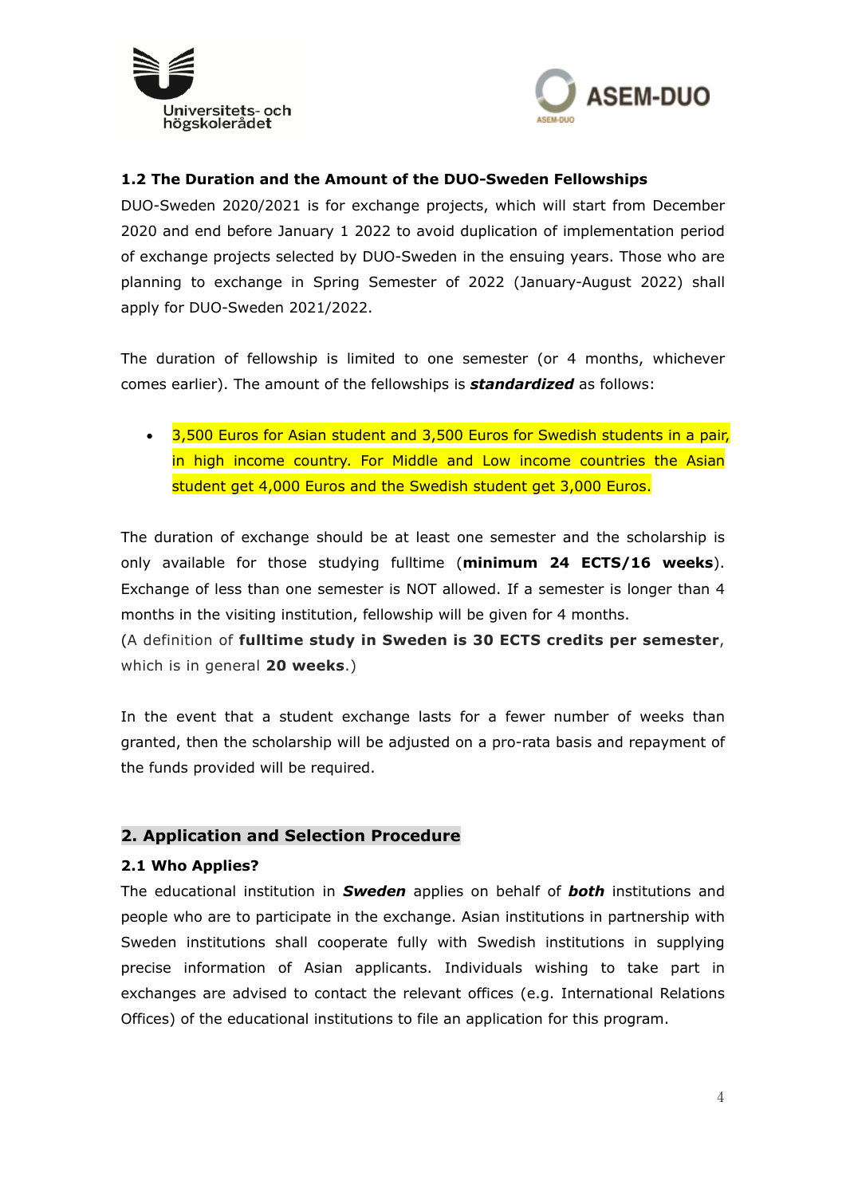### 1.2 The Duration and the Amount of the DUO-Sweden Fellowships

DUO-Sweden 2020/2021 is for exchange projects, which will start from December 2020 and end before January 1 2022 to avoid duplication of implementation period of exchange projects selected by DUO-Sweden in the ensuing years. Those who are planning to exchange in Spring Semester of 2022 (January-August 2022) shall apply for DUO-Sweden 2021/2022.

The duration of fellowship is limited to one semester (or 4 months, whichever comes earlier). The amount of the fellowships is ***standardized*** as follows:

- 3,500 Euros for Asian student and 3,500 Euros for Swedish students in a pair, in high income country. For Middle and Low income countries the Asian student get 4,000 Euros and the Swedish student get 3,000 Euros.

The duration of exchange should be at least one semester and the scholarship is only available for those studying fulltime (**minimum 24 ECTS/16 weeks**). Exchange of less than one semester is NOT allowed. If a semester is longer than 4 months in the visiting institution, fellowship will be given for 4 months.
(A definition of **fulltime study in Sweden is 30 ECTS credits per semester**, which is in general **20 weeks**.)

In the event that a student exchange lasts for a fewer number of weeks than granted, then the scholarship will be adjusted on a pro-rata basis and repayment of the funds provided will be required.

## 2. Application and Selection Procedure

### 2.1 Who Applies?

The educational institution in ***Sweden*** applies on behalf of ***both*** institutions and people who are to participate in the exchange. Asian institutions in partnership with Sweden institutions shall cooperate fully with Swedish institutions in supplying precise information of Asian applicants. Individuals wishing to take part in exchanges are advised to contact the relevant offices (e.g. International Relations Offices) of the educational institutions to file an application for this program.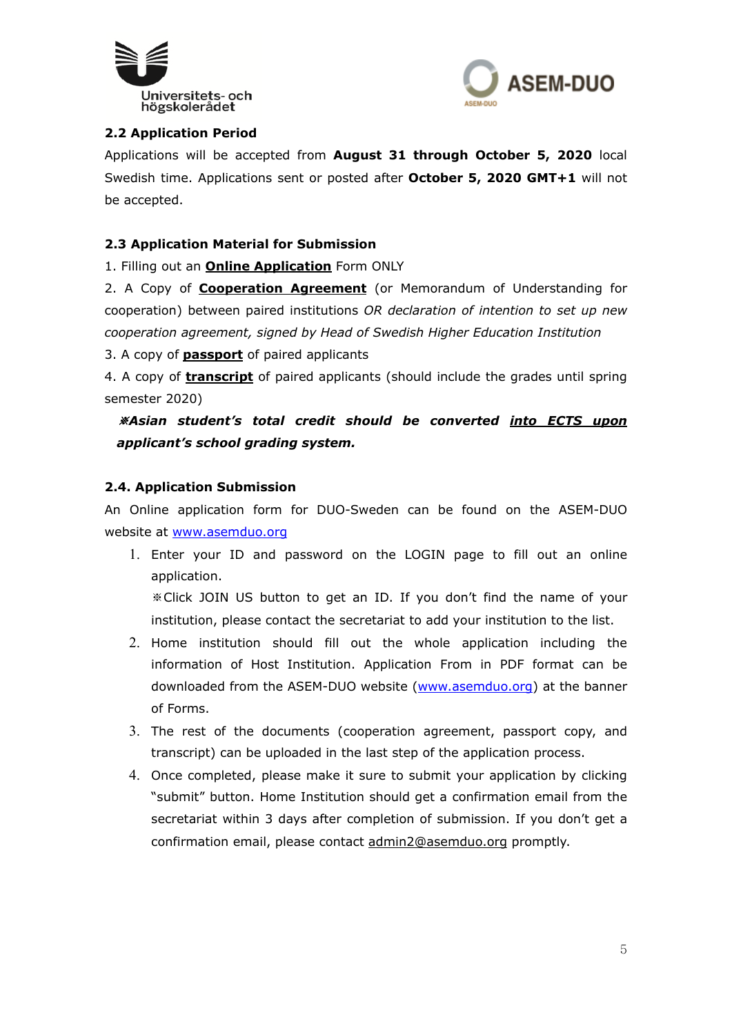### 2.2 Application Period

Applications will be accepted from **August 31 through October 5, 2020** local Swedish time. Applications sent or posted after **October 5, 2020 GMT+1** will not be accepted.

### 2.3 Application Material for Submission

1. Filling out an **Online Application** Form ONLY
2. A Copy of **Cooperation Agreement** (or Memorandum of Understanding for cooperation) between paired institutions *OR declaration of intention to set up new cooperation agreement, signed by Head of Swedish Higher Education Institution*
3. A copy of **passport** of paired applicants
4. A copy of **transcript** of paired applicants (should include the grades until spring semester 2020)

***※Asian student's total credit should be converted into ECTS upon applicant's school grading system.***

### 2.4. Application Submission

An Online application form for DUO-Sweden can be found on the ASEM-DUO website at www.asemduo.org

1. Enter your ID and password on the LOGIN page to fill out an online application.
   ※Click JOIN US button to get an ID. If you don't find the name of your institution, please contact the secretariat to add your institution to the list.
2. Home institution should fill out the whole application including the information of Host Institution. Application From in PDF format can be downloaded from the ASEM-DUO website (www.asemduo.org) at the banner of Forms.
3. The rest of the documents (cooperation agreement, passport copy, and transcript) can be uploaded in the last step of the application process.
4. Once completed, please make it sure to submit your application by clicking "submit" button. Home Institution should get a confirmation email from the secretariat within 3 days after completion of submission. If you don't get a confirmation email, please contact admin2@asemduo.org promptly.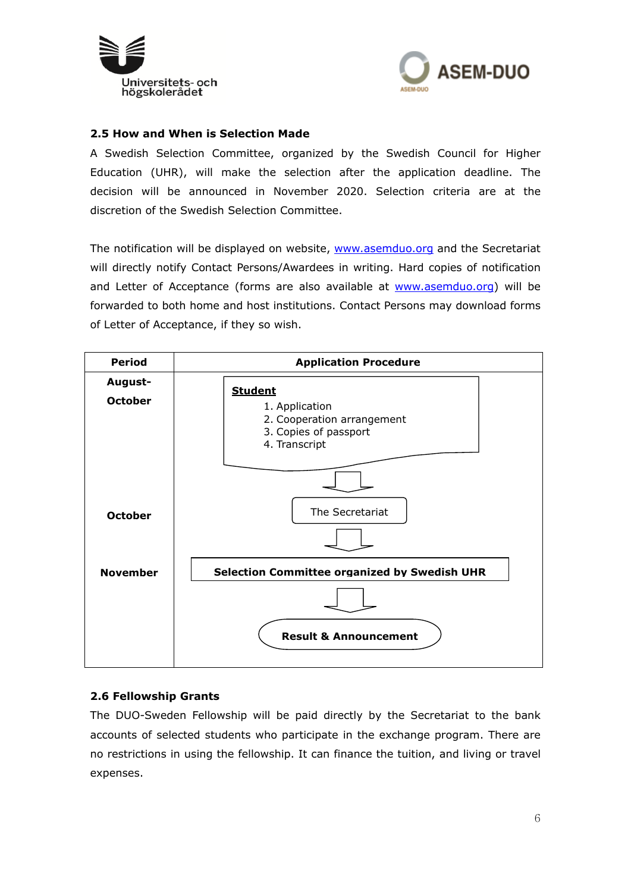### 2.5 How and When is Selection Made

A Swedish Selection Committee, organized by the Swedish Council for Higher Education (UHR), will make the selection after the application deadline. The decision will be announced in November 2020. Selection criteria are at the discretion of the Swedish Selection Committee.

The notification will be displayed on website, www.asemduo.org and the Secretariat will directly notify Contact Persons/Awardees in writing. Hard copies of notification and Letter of Acceptance (forms are also available at www.asemduo.org) will be forwarded to both home and host institutions. Contact Persons may download forms of Letter of Acceptance, if they so wish.

| Period | Application Procedure |
| --- | --- |
| August-October | **Student**<br>1. Application<br>2. Cooperation arrangement<br>3. Copies of passport<br>4. Transcript<br>↓ |
| October | The Secretariat<br>↓ |
| November | **Selection Committee organized by Swedish UHR**<br>↓<br>**Result & Announcement** |

### 2.6 Fellowship Grants

The DUO-Sweden Fellowship will be paid directly by the Secretariat to the bank accounts of selected students who participate in the exchange program. There are no restrictions in using the fellowship. It can finance the tuition, and living or travel expenses.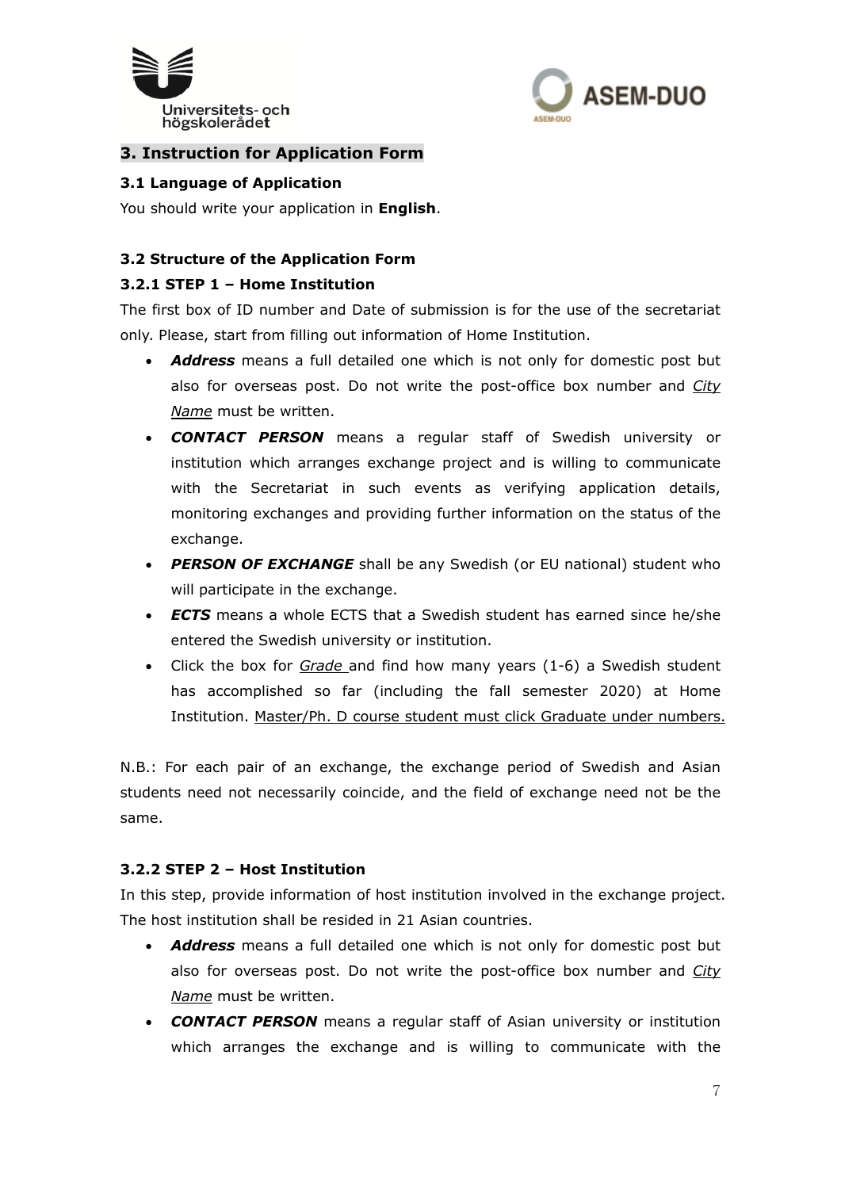## 3. Instruction for Application Form

### 3.1 Language of Application

You should write your application in **English**.

### 3.2 Structure of the Application Form

#### 3.2.1 STEP 1 – Home Institution

The first box of ID number and Date of submission is for the use of the secretariat only. Please, start from filling out information of Home Institution.

- ***Address*** means a full detailed one which is not only for domestic post but also for overseas post. Do not write the post-office box number and *City Name* must be written.
- ***CONTACT PERSON*** means a regular staff of Swedish university or institution which arranges exchange project and is willing to communicate with the Secretariat in such events as verifying application details, monitoring exchanges and providing further information on the status of the exchange.
- ***PERSON OF EXCHANGE*** shall be any Swedish (or EU national) student who will participate in the exchange.
- ***ECTS*** means a whole ECTS that a Swedish student has earned since he/she entered the Swedish university or institution.
- Click the box for *Grade* and find how many years (1-6) a Swedish student has accomplished so far (including the fall semester 2020) at Home Institution. Master/Ph. D course student must click Graduate under numbers.

N.B.: For each pair of an exchange, the exchange period of Swedish and Asian students need not necessarily coincide, and the field of exchange need not be the same.

#### 3.2.2 STEP 2 – Host Institution

In this step, provide information of host institution involved in the exchange project. The host institution shall be resided in 21 Asian countries.

- ***Address*** means a full detailed one which is not only for domestic post but also for overseas post. Do not write the post-office box number and *City Name* must be written.
- ***CONTACT PERSON*** means a regular staff of Asian university or institution which arranges the exchange and is willing to communicate with the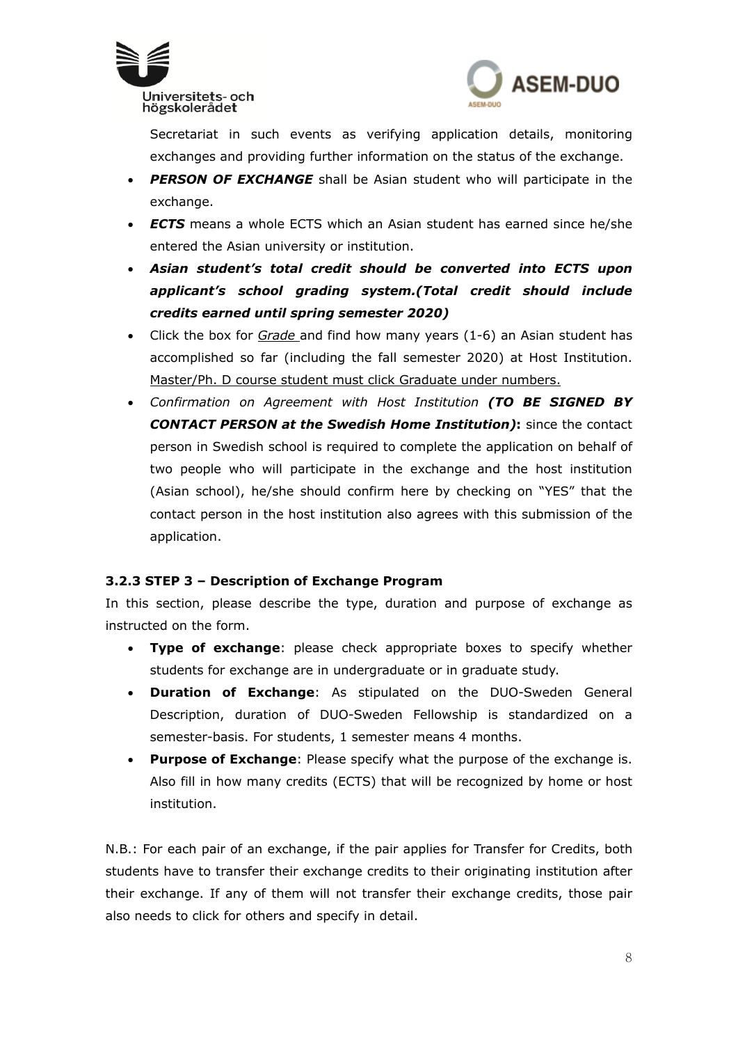Secretariat in such events as verifying application details, monitoring exchanges and providing further information on the status of the exchange.

- ***PERSON OF EXCHANGE*** shall be Asian student who will participate in the exchange.
- ***ECTS*** means a whole ECTS which an Asian student has earned since he/she entered the Asian university or institution.
- ***Asian student's total credit should be converted into ECTS upon applicant's school grading system.(Total credit should include credits earned until spring semester 2020)***
- Click the box for *Grade* and find how many years (1-6) an Asian student has accomplished so far (including the fall semester 2020) at Host Institution. Master/Ph. D course student must click Graduate under numbers.
- *Confirmation on Agreement with Host Institution* ***(TO BE SIGNED BY CONTACT PERSON at the Swedish Home Institution)*****:** since the contact person in Swedish school is required to complete the application on behalf of two people who will participate in the exchange and the host institution (Asian school), he/she should confirm here by checking on "YES" that the contact person in the host institution also agrees with this submission of the application.

### 3.2.3 STEP 3 – Description of Exchange Program

In this section, please describe the type, duration and purpose of exchange as instructed on the form.

- **Type of exchange**: please check appropriate boxes to specify whether students for exchange are in undergraduate or in graduate study.
- **Duration of Exchange**: As stipulated on the DUO-Sweden General Description, duration of DUO-Sweden Fellowship is standardized on a semester-basis. For students, 1 semester means 4 months.
- **Purpose of Exchange**: Please specify what the purpose of the exchange is. Also fill in how many credits (ECTS) that will be recognized by home or host institution.

N.B.: For each pair of an exchange, if the pair applies for Transfer for Credits, both students have to transfer their exchange credits to their originating institution after their exchange. If any of them will not transfer their exchange credits, those pair also needs to click for others and specify in detail.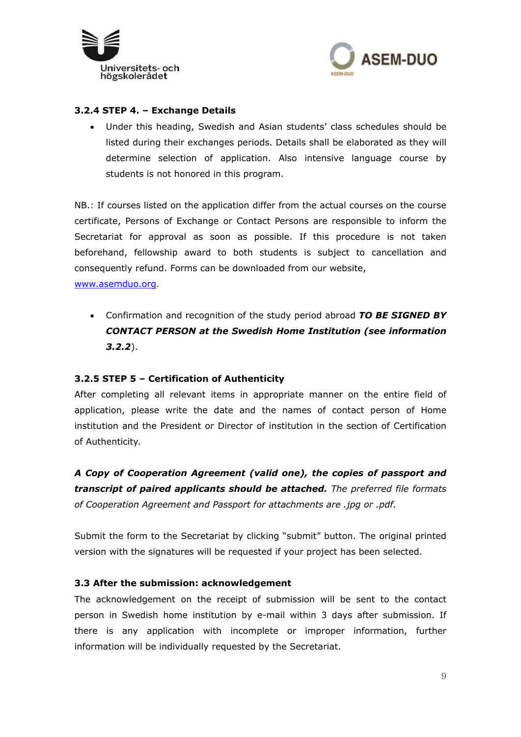**3.2.4 STEP 4. – Exchange Details**

- Under this heading, Swedish and Asian students' class schedules should be listed during their exchanges periods. Details shall be elaborated as they will determine selection of application. Also intensive language course by students is not honored in this program.

NB.: If courses listed on the application differ from the actual courses on the course certificate, Persons of Exchange or Contact Persons are responsible to inform the Secretariat for approval as soon as possible. If this procedure is not taken beforehand, fellowship award to both students is subject to cancellation and consequently refund. Forms can be downloaded from our website, [www.asemduo.org](http://www.asemduo.org).

- Confirmation and recognition of the study period abroad ***TO BE SIGNED BY CONTACT PERSON at the Swedish Home Institution (see information 3.2.2)***.

**3.2.5 STEP 5 – Certification of Authenticity**

After completing all relevant items in appropriate manner on the entire field of application, please write the date and the names of contact person of Home institution and the President or Director of institution in the section of Certification of Authenticity.

***A Copy of Cooperation Agreement (valid one), the copies of passport and transcript of paired applicants should be attached.*** *The preferred file formats of Cooperation Agreement and Passport for attachments are .jpg or .pdf.*

Submit the form to the Secretariat by clicking "submit" button. The original printed version with the signatures will be requested if your project has been selected.

**3.3 After the submission: acknowledgement**

The acknowledgement on the receipt of submission will be sent to the contact person in Swedish home institution by e-mail within 3 days after submission. If there is any application with incomplete or improper information, further information will be individually requested by the Secretariat.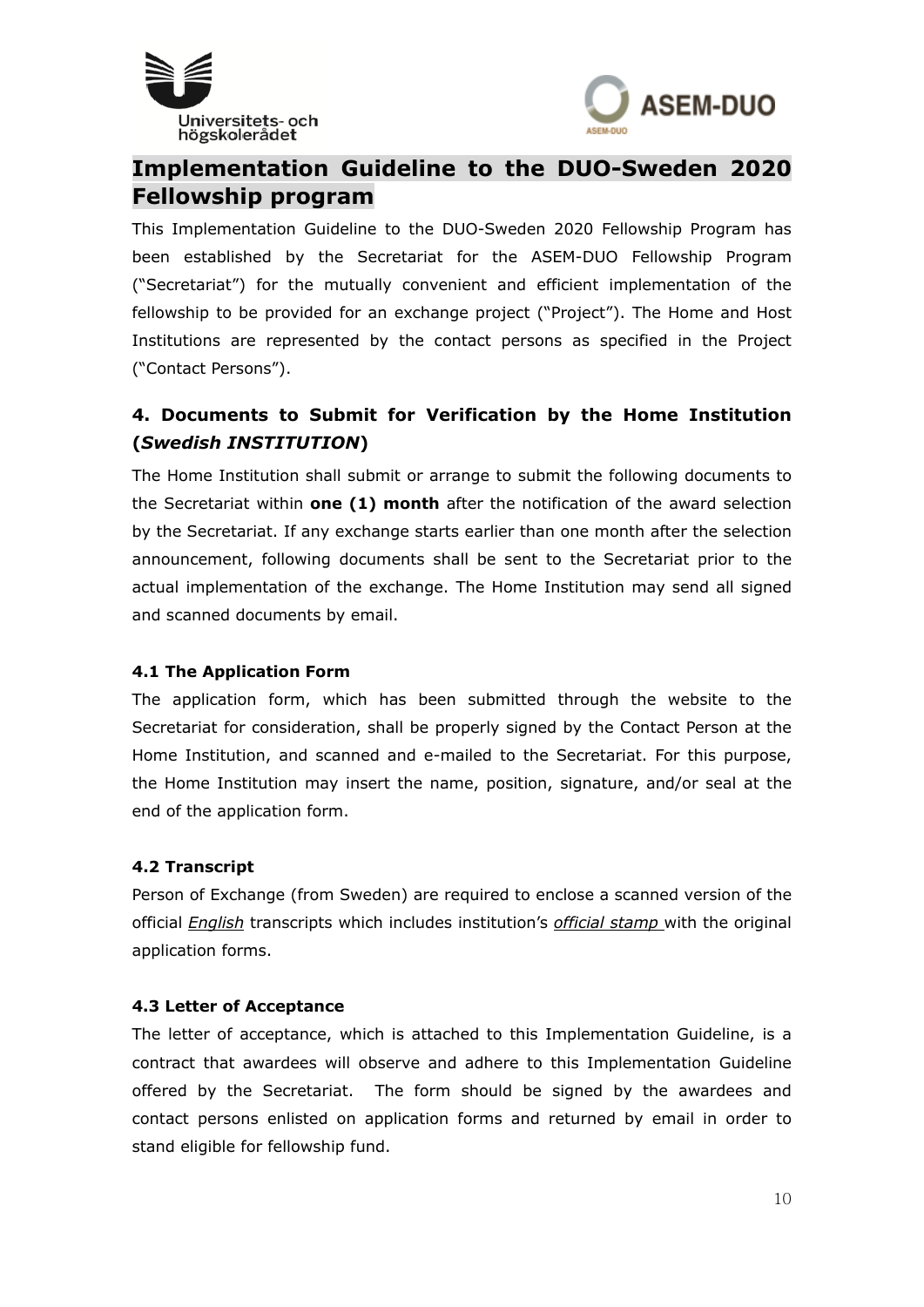# Implementation Guideline to the DUO-Sweden 2020 Fellowship program

This Implementation Guideline to the DUO-Sweden 2020 Fellowship Program has been established by the Secretariat for the ASEM-DUO Fellowship Program ("Secretariat") for the mutually convenient and efficient implementation of the fellowship to be provided for an exchange project ("Project"). The Home and Host Institutions are represented by the contact persons as specified in the Project ("Contact Persons").

## 4. Documents to Submit for Verification by the Home Institution (*Swedish INSTITUTION*)

The Home Institution shall submit or arrange to submit the following documents to the Secretariat within **one (1) month** after the notification of the award selection by the Secretariat. If any exchange starts earlier than one month after the selection announcement, following documents shall be sent to the Secretariat prior to the actual implementation of the exchange. The Home Institution may send all signed and scanned documents by email.

### 4.1 The Application Form

The application form, which has been submitted through the website to the Secretariat for consideration, shall be properly signed by the Contact Person at the Home Institution, and scanned and e-mailed to the Secretariat. For this purpose, the Home Institution may insert the name, position, signature, and/or seal at the end of the application form.

### 4.2 Transcript

Person of Exchange (from Sweden) are required to enclose a scanned version of the official *English* transcripts which includes institution's *official stamp* with the original application forms.

### 4.3 Letter of Acceptance

The letter of acceptance, which is attached to this Implementation Guideline, is a contract that awardees will observe and adhere to this Implementation Guideline offered by the Secretariat. The form should be signed by the awardees and contact persons enlisted on application forms and returned by email in order to stand eligible for fellowship fund.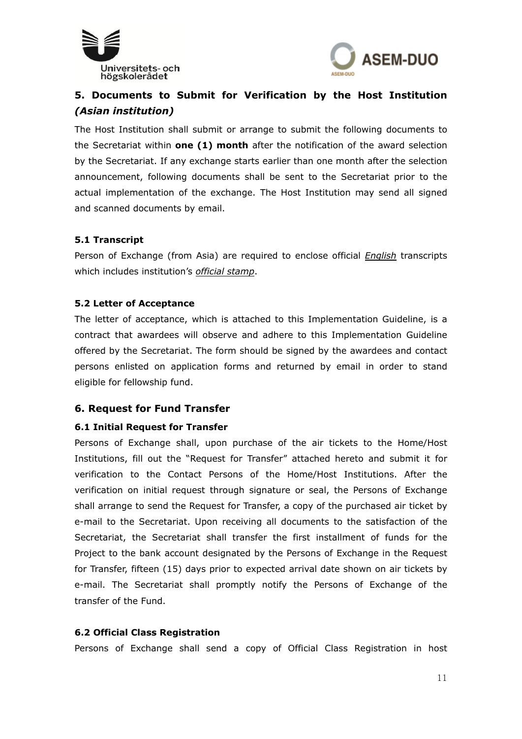## 5. Documents to Submit for Verification by the Host Institution *(Asian institution)*

The Host Institution shall submit or arrange to submit the following documents to the Secretariat within **one (1) month** after the notification of the award selection by the Secretariat. If any exchange starts earlier than one month after the selection announcement, following documents shall be sent to the Secretariat prior to the actual implementation of the exchange. The Host Institution may send all signed and scanned documents by email.

### 5.1 Transcript

Person of Exchange (from Asia) are required to enclose official *English* transcripts which includes institution's *official stamp*.

### 5.2 Letter of Acceptance

The letter of acceptance, which is attached to this Implementation Guideline, is a contract that awardees will observe and adhere to this Implementation Guideline offered by the Secretariat. The form should be signed by the awardees and contact persons enlisted on application forms and returned by email in order to stand eligible for fellowship fund.

## 6. Request for Fund Transfer

### 6.1 Initial Request for Transfer

Persons of Exchange shall, upon purchase of the air tickets to the Home/Host Institutions, fill out the "Request for Transfer" attached hereto and submit it for verification to the Contact Persons of the Home/Host Institutions. After the verification on initial request through signature or seal, the Persons of Exchange shall arrange to send the Request for Transfer, a copy of the purchased air ticket by e-mail to the Secretariat. Upon receiving all documents to the satisfaction of the Secretariat, the Secretariat shall transfer the first installment of funds for the Project to the bank account designated by the Persons of Exchange in the Request for Transfer, fifteen (15) days prior to expected arrival date shown on air tickets by e-mail. The Secretariat shall promptly notify the Persons of Exchange of the transfer of the Fund.

### 6.2 Official Class Registration

Persons of Exchange shall send a copy of Official Class Registration in host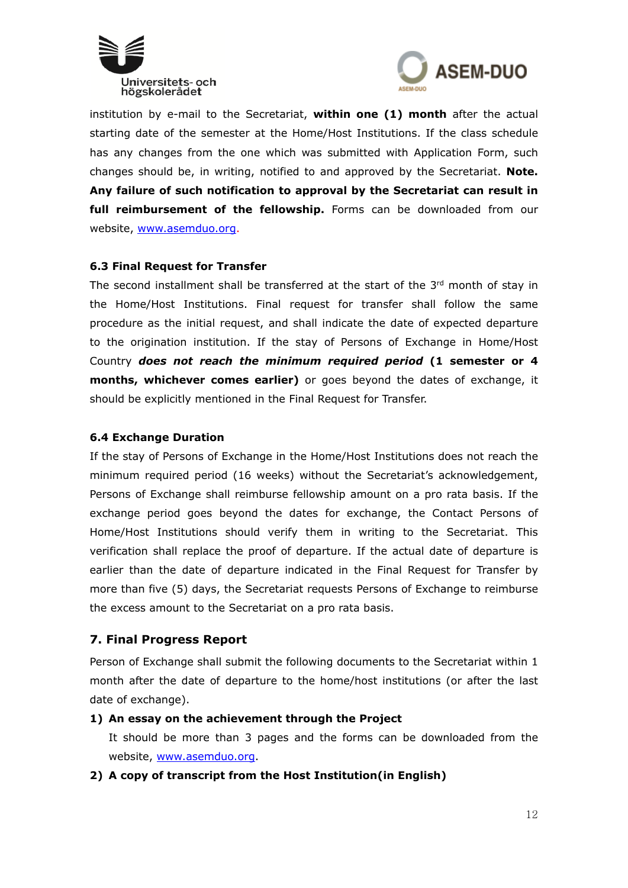institution by e-mail to the Secretariat, **within one (1) month** after the actual starting date of the semester at the Home/Host Institutions. If the class schedule has any changes from the one which was submitted with Application Form, such changes should be, in writing, notified to and approved by the Secretariat. **Note. Any failure of such notification to approval by the Secretariat can result in full reimbursement of the fellowship.** Forms can be downloaded from our website, www.asemduo.org.

### 6.3 Final Request for Transfer

The second installment shall be transferred at the start of the 3rd month of stay in the Home/Host Institutions. Final request for transfer shall follow the same procedure as the initial request, and shall indicate the date of expected departure to the origination institution. If the stay of Persons of Exchange in Home/Host Country ***does not reach the minimum required period*** **(1 semester or 4 months, whichever comes earlier)** or goes beyond the dates of exchange, it should be explicitly mentioned in the Final Request for Transfer.

### 6.4 Exchange Duration

If the stay of Persons of Exchange in the Home/Host Institutions does not reach the minimum required period (16 weeks) without the Secretariat's acknowledgement, Persons of Exchange shall reimburse fellowship amount on a pro rata basis. If the exchange period goes beyond the dates for exchange, the Contact Persons of Home/Host Institutions should verify them in writing to the Secretariat. This verification shall replace the proof of departure. If the actual date of departure is earlier than the date of departure indicated in the Final Request for Transfer by more than five (5) days, the Secretariat requests Persons of Exchange to reimburse the excess amount to the Secretariat on a pro rata basis.

## 7. Final Progress Report

Person of Exchange shall submit the following documents to the Secretariat within 1 month after the date of departure to the home/host institutions (or after the last date of exchange).

1) **An essay on the achievement through the Project**

   It should be more than 3 pages and the forms can be downloaded from the website, www.asemduo.org.

2) **A copy of transcript from the Host Institution(in English)**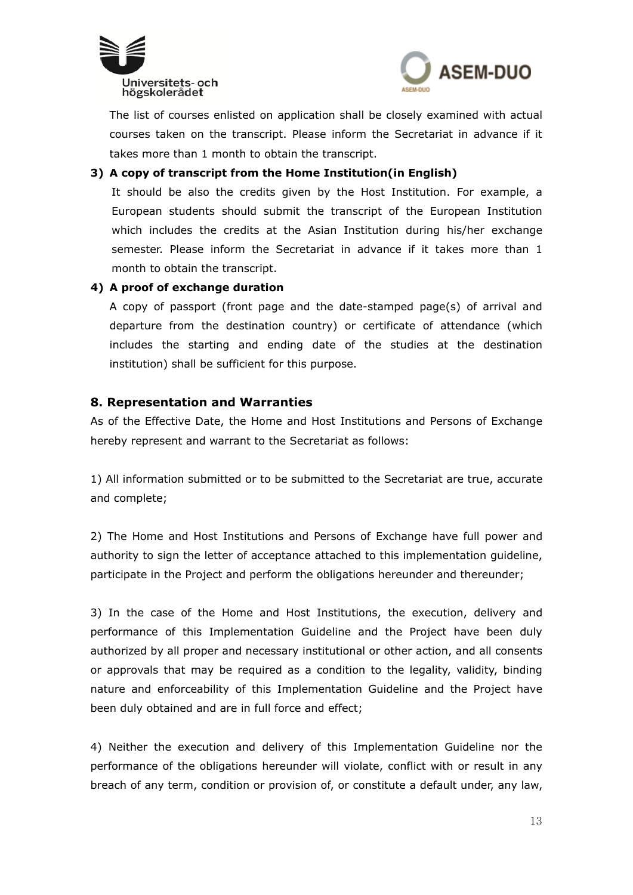The list of courses enlisted on application shall be closely examined with actual courses taken on the transcript. Please inform the Secretariat in advance if it takes more than 1 month to obtain the transcript.

**3) A copy of transcript from the Home Institution(in English)**

It should be also the credits given by the Host Institution. For example, a European students should submit the transcript of the European Institution which includes the credits at the Asian Institution during his/her exchange semester. Please inform the Secretariat in advance if it takes more than 1 month to obtain the transcript.

**4) A proof of exchange duration**

A copy of passport (front page and the date-stamped page(s) of arrival and departure from the destination country) or certificate of attendance (which includes the starting and ending date of the studies at the destination institution) shall be sufficient for this purpose.

## 8. Representation and Warranties

As of the Effective Date, the Home and Host Institutions and Persons of Exchange hereby represent and warrant to the Secretariat as follows:

1) All information submitted or to be submitted to the Secretariat are true, accurate and complete;

2) The Home and Host Institutions and Persons of Exchange have full power and authority to sign the letter of acceptance attached to this implementation guideline, participate in the Project and perform the obligations hereunder and thereunder;

3) In the case of the Home and Host Institutions, the execution, delivery and performance of this Implementation Guideline and the Project have been duly authorized by all proper and necessary institutional or other action, and all consents or approvals that may be required as a condition to the legality, validity, binding nature and enforceability of this Implementation Guideline and the Project have been duly obtained and are in full force and effect;

4) Neither the execution and delivery of this Implementation Guideline nor the performance of the obligations hereunder will violate, conflict with or result in any breach of any term, condition or provision of, or constitute a default under, any law,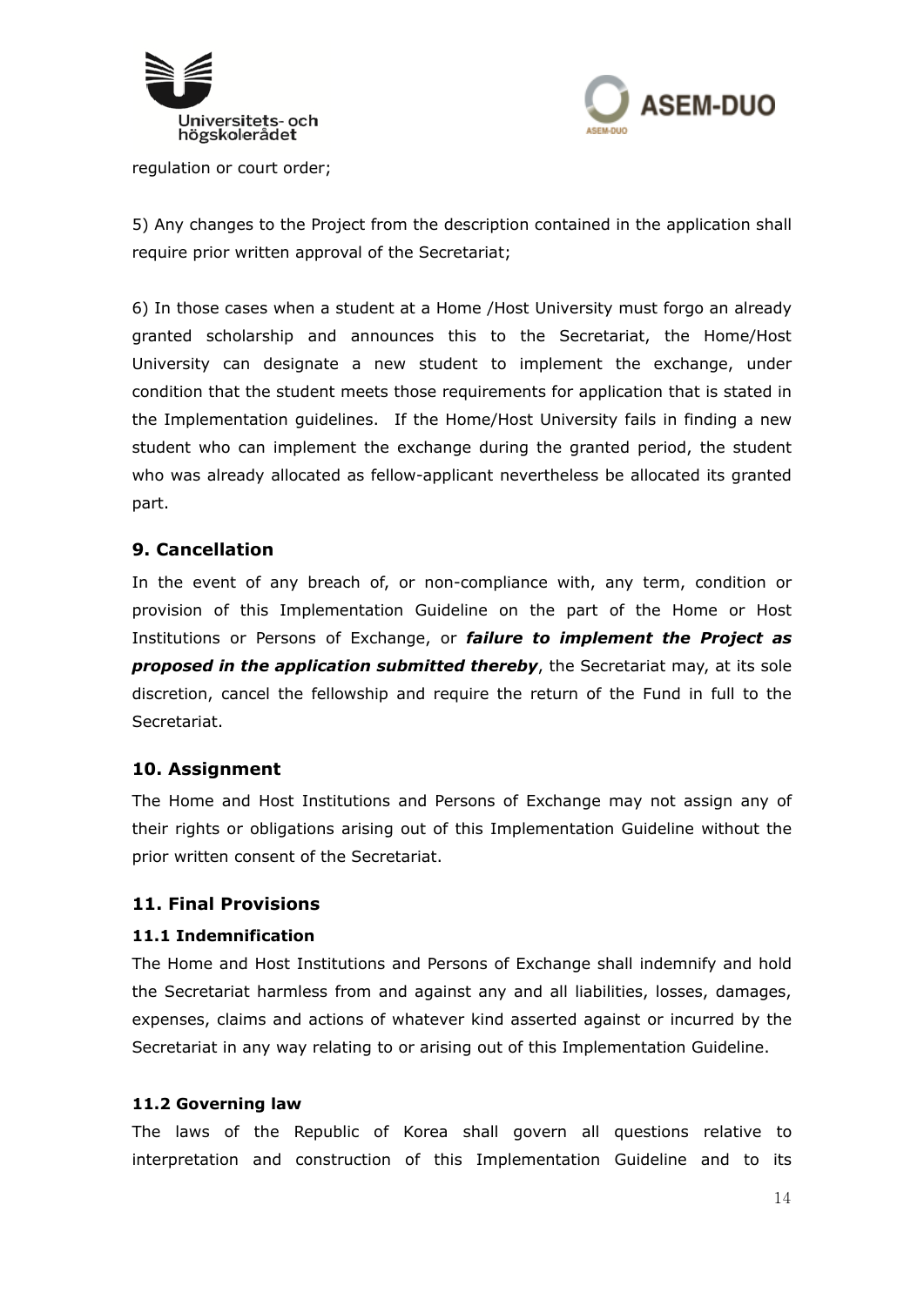regulation or court order;

5) Any changes to the Project from the description contained in the application shall require prior written approval of the Secretariat;

6) In those cases when a student at a Home /Host University must forgo an already granted scholarship and announces this to the Secretariat, the Home/Host University can designate a new student to implement the exchange, under condition that the student meets those requirements for application that is stated in the Implementation guidelines. If the Home/Host University fails in finding a new student who can implement the exchange during the granted period, the student who was already allocated as fellow-applicant nevertheless be allocated its granted part.

## 9. Cancellation

In the event of any breach of, or non-compliance with, any term, condition or provision of this Implementation Guideline on the part of the Home or Host Institutions or Persons of Exchange, or ***failure to implement the Project as proposed in the application submitted thereby***, the Secretariat may, at its sole discretion, cancel the fellowship and require the return of the Fund in full to the Secretariat.

## 10. Assignment

The Home and Host Institutions and Persons of Exchange may not assign any of their rights or obligations arising out of this Implementation Guideline without the prior written consent of the Secretariat.

## 11. Final Provisions

### 11.1 Indemnification

The Home and Host Institutions and Persons of Exchange shall indemnify and hold the Secretariat harmless from and against any and all liabilities, losses, damages, expenses, claims and actions of whatever kind asserted against or incurred by the Secretariat in any way relating to or arising out of this Implementation Guideline.

### 11.2 Governing law

The laws of the Republic of Korea shall govern all questions relative to interpretation and construction of this Implementation Guideline and to its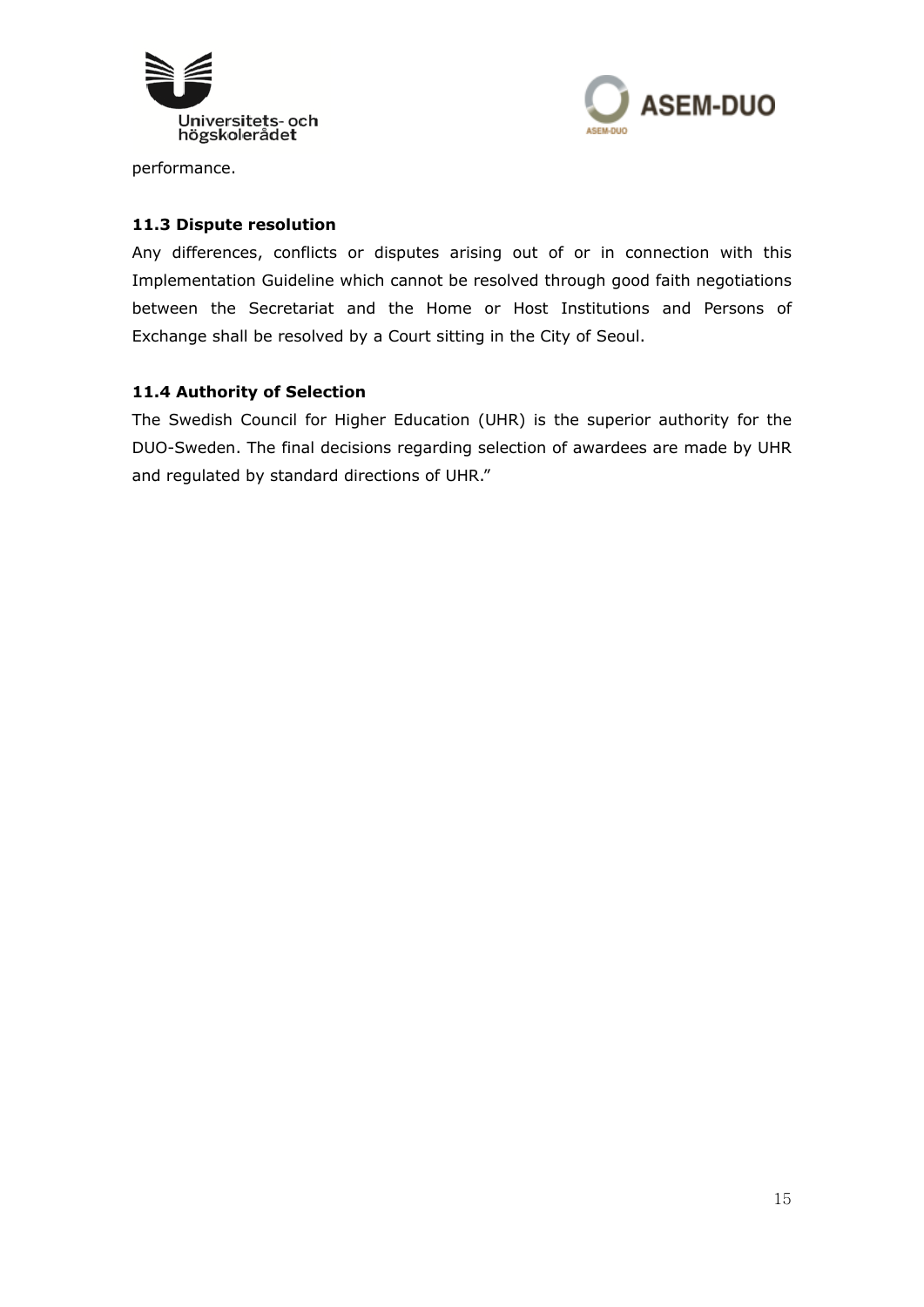performance.

### 11.3 Dispute resolution

Any differences, conflicts or disputes arising out of or in connection with this Implementation Guideline which cannot be resolved through good faith negotiations between the Secretariat and the Home or Host Institutions and Persons of Exchange shall be resolved by a Court sitting in the City of Seoul.

### 11.4 Authority of Selection

The Swedish Council for Higher Education (UHR) is the superior authority for the DUO-Sweden. The final decisions regarding selection of awardees are made by UHR and regulated by standard directions of UHR."